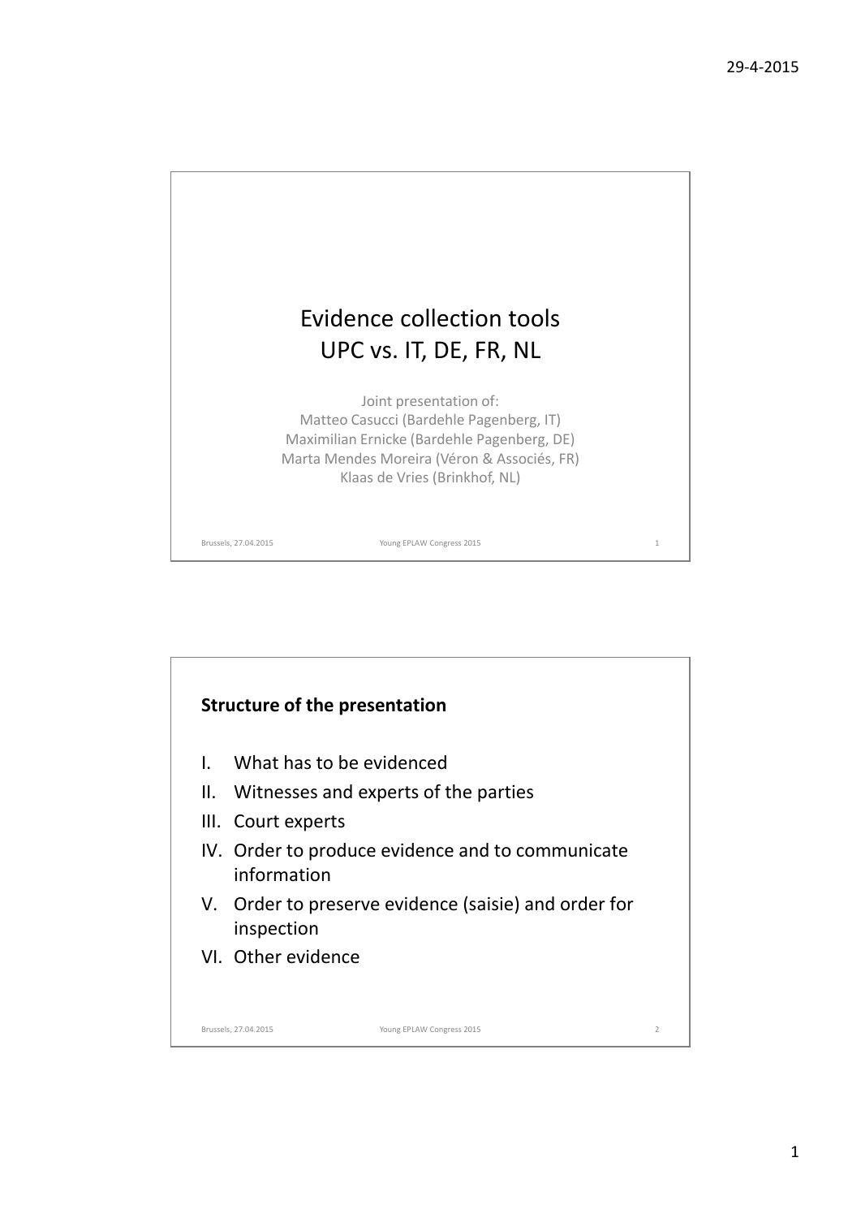# Evidence collection tools
## UPC vs. IT, DE, FR, NL

Joint presentation of:
Matteo Casucci (Bardehle Pagenberg, IT)
Maximilian Ernicke (Bardehle Pagenberg, DE)
Marta Mendes Moreira (Véron & Associés, FR)
Klaas de Vries (Brinkhof, NL)

Brussels, 27.04.2015 — Young EPLAW Congress 2015

---

**Structure of the presentation**

I. What has to be evidenced
II. Witnesses and experts of the parties
III. Court experts
IV. Order to produce evidence and to communicate information
V. Order to preserve evidence (saisie) and order for inspection
VI. Other evidence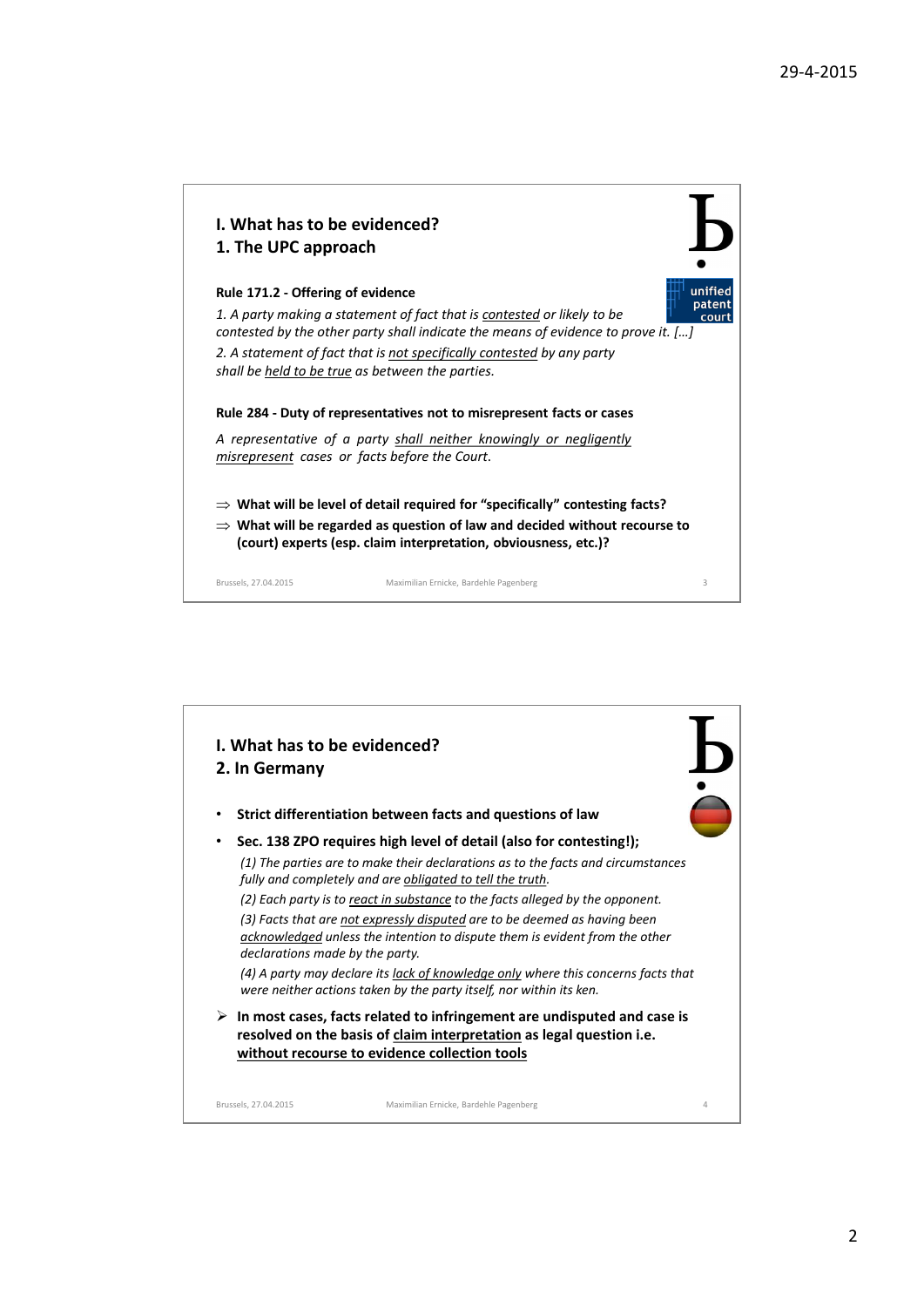## I. What has to be evidenced?
## 1. The UPC approach

**Rule 171.2 - Offering of evidence**

*1. A party making a statement of fact that is contested or likely to be contested by the other party shall indicate the means of evidence to prove it. […]*

*2. A statement of fact that is not specifically contested by any party shall be held to be true as between the parties.*

**Rule 284 - Duty of representatives not to misrepresent facts or cases**

*A representative of a party shall neither knowingly or negligently misrepresent cases or facts before the Court.*

⇒ **What will be level of detail required for "specifically" contesting facts?**

⇒ **What will be regarded as question of law and decided without recourse to (court) experts (esp. claim interpretation, obviousness, etc.)?**

## I. What has to be evidenced?
## 2. In Germany

- **Strict differentiation between facts and questions of law**
- **Sec. 138 ZPO requires high level of detail (also for contesting!);**

  *(1) The parties are to make their declarations as to the facts and circumstances fully and completely and are obligated to tell the truth.*

  *(2) Each party is to react in substance to the facts alleged by the opponent.*

  *(3) Facts that are not expressly disputed are to be deemed as having been acknowledged unless the intention to dispute them is evident from the other declarations made by the party.*

  *(4) A party may declare its lack of knowledge only where this concerns facts that were neither actions taken by the party itself, nor within its ken.*

➢ **In most cases, facts related to infringement are undisputed and case is resolved on the basis of claim interpretation as legal question i.e. without recourse to evidence collection tools**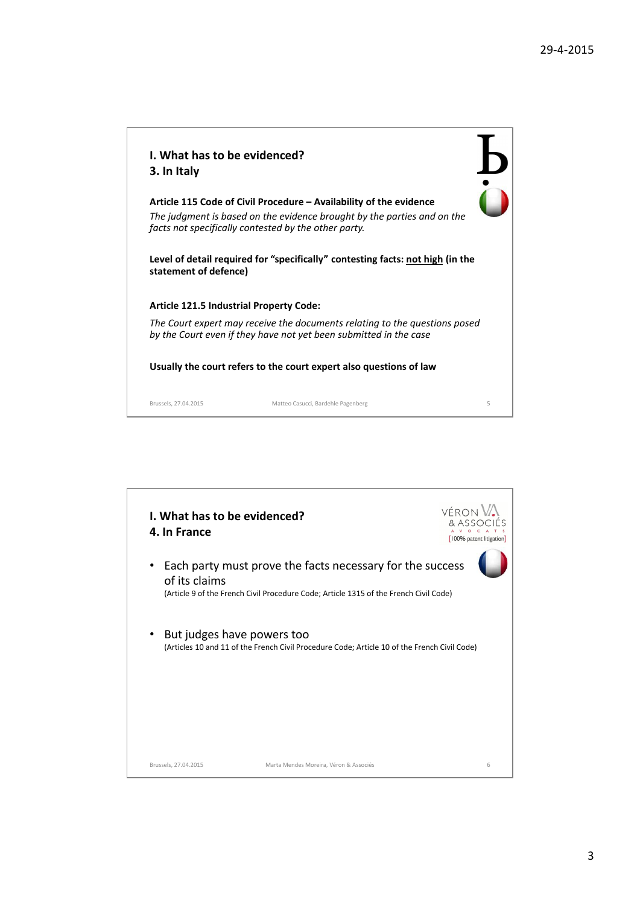## I. What has to be evidenced?
### 3. In Italy

**Article 115 Code of Civil Procedure – Availability of the evidence**

*The judgment is based on the evidence brought by the parties and on the facts not specifically contested by the other party.*

**Level of detail required for "specifically" contesting facts: not high (in the statement of defence)**

**Article 121.5 Industrial Property Code:**

*The Court expert may receive the documents relating to the questions posed by the Court even if they have not yet been submitted in the case*

**Usually the court refers to the court expert also questions of law**

Brussels, 27.04.2015 — Matteo Casucci, Bardehle Pagenberg

## I. What has to be evidenced?
### 4. In France

- Each party must prove the facts necessary for the success of its claims
  (Article 9 of the French Civil Procedure Code; Article 1315 of the French Civil Code)

- But judges have powers too
  (Articles 10 and 11 of the French Civil Procedure Code; Article 10 of the French Civil Code)

Brussels, 27.04.2015 — Marta Mendes Moreira, Véron & Associés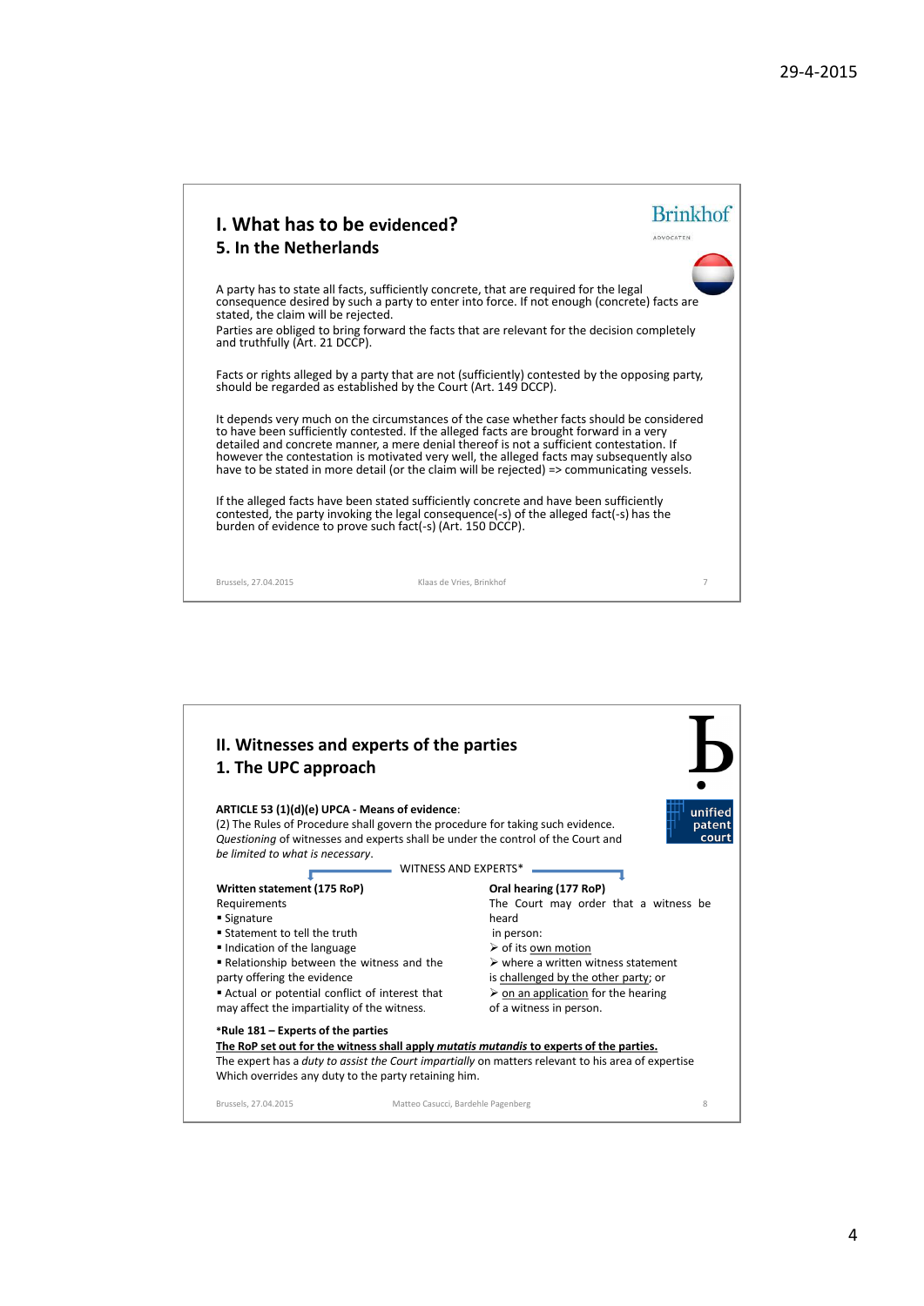## I. What has to be evidenced?

### 5. In the Netherlands

A party has to state all facts, sufficiently concrete, that are required for the legal consequence desired by such a party to enter into force. If not enough (concrete) facts are stated, the claim will be rejected.

Parties are obliged to bring forward the facts that are relevant for the decision completely and truthfully (Art. 21 DCCP).

Facts or rights alleged by a party that are not (sufficiently) contested by the opposing party, should be regarded as established by the Court (Art. 149 DCCP).

It depends very much on the circumstances of the case whether facts should be considered to have been sufficiently contested. If the alleged facts are brought forward in a very detailed and concrete manner, a mere denial thereof is not a sufficient contestation. If however the contestation is motivated very well, the alleged facts may subsequently also have to be stated in more detail (or the claim will be rejected) => communicating vessels.

If the alleged facts have been stated sufficiently concrete and have been sufficiently contested, the party invoking the legal consequence(-s) of the alleged fact(-s) has the burden of evidence to prove such fact(-s) (Art. 150 DCCP).

Brussels, 27.04.2015 Klaas de Vries, Brinkhof

## II. Witnesses and experts of the parties

### 1. The UPC approach

**ARTICLE 53 (1)(d)(e) UPCA - Means of evidence**:

(2) The Rules of Procedure shall govern the procedure for taking such evidence. *Questioning* of witnesses and experts shall be under the control of the Court and *be limited to what is necessary*.

WITNESS AND EXPERTS*

**Written statement (175 RoP)**

Requirements

- Signature
- Statement to tell the truth
- Indication of the language
- Relationship between the witness and the party offering the evidence
- Actual or potential conflict of interest that may affect the impartiality of the witness.

**Oral hearing (177 RoP)**

The Court may order that a witness be heard in person:

- of its own motion
- where a written witness statement is challenged by the other party; or
- on an application for the hearing of a witness in person.

***Rule 181 – Experts of the parties**

**The RoP set out for the witness shall apply *mutatis mutandis* to experts of the parties.**

The expert has a *duty to assist the Court impartially* on matters relevant to his area of expertise Which overrides any duty to the party retaining him.

Brussels, 27.04.2015 Matteo Casucci, Bardehle Pagenberg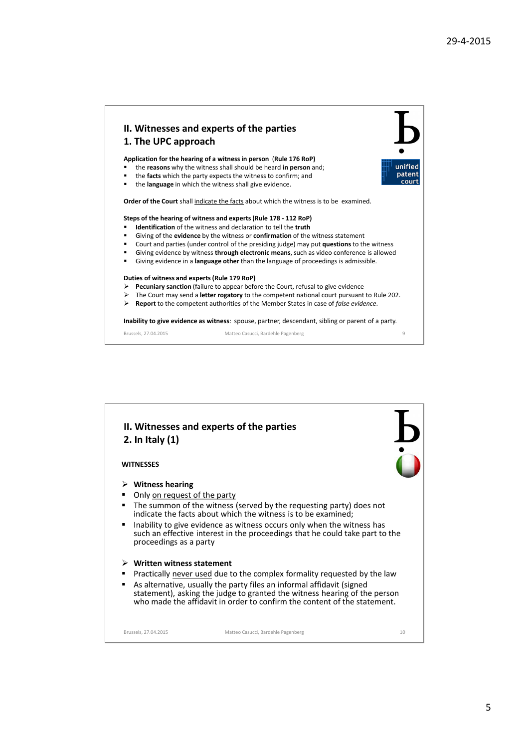## II. Witnesses and experts of the parties

### 1. The UPC approach

**Application for the hearing of a witness in person** (**Rule 176 RoP)**

- the **reasons** why the witness shall should be heard **in person** and;
- the **facts** which the party expects the witness to confirm; and
- the **language** in which the witness shall give evidence.

**Order of the Court** shall indicate the facts about which the witness is to be examined.

**Steps of the hearing of witness and experts (Rule 178 - 112 RoP)**

- **Identification** of the witness and declaration to tell the **truth**
- Giving of the **evidence** by the witness or **confirmation** of the witness statement
- Court and parties (under control of the presiding judge) may put **questions** to the witness
- Giving evidence by witness **through electronic means**, such as video conference is allowed
- Giving evidence in a **language other** than the language of proceedings is admissible.

**Duties of witness and experts (Rule 179 RoP)**

- **Pecuniary sanction** (failure to appear before the Court, refusal to give evidence
- The Court may send a **letter rogatory** to the competent national court pursuant to Rule 202.
- **Report** to the competent authorities of the Member States in case of *false evidence*.

**Inability to give evidence as witness**: spouse, partner, descendant, sibling or parent of a party.

Brussels, 27.04.2015 Matteo Casucci, Bardehle Pagenberg

## II. Witnesses and experts of the parties

### 2. In Italy (1)

**WITNESSES**

- **Witness hearing**
  - Only on request of the party
  - The summon of the witness (served by the requesting party) does not indicate the facts about which the witness is to be examined;
  - Inability to give evidence as witness occurs only when the witness has such an effective interest in the proceedings that he could take part to the proceedings as a party

- **Written witness statement**
  - Practically never used due to the complex formality requested by the law
  - As alternative, usually the party files an informal affidavit (signed statement), asking the judge to granted the witness hearing of the person who made the affidavit in order to confirm the content of the statement.

Brussels, 27.04.2015 Matteo Casucci, Bardehle Pagenberg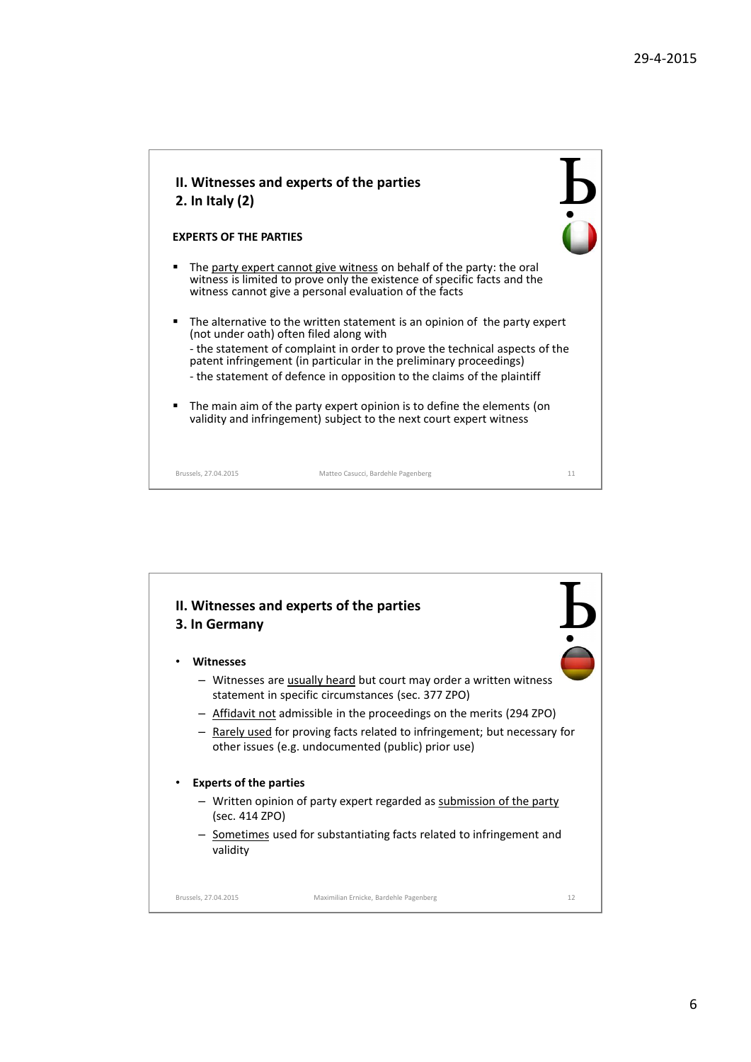## II. Witnesses and experts of the parties
## 2. In Italy (2)

**EXPERTS OF THE PARTIES**

- The party expert cannot give witness on behalf of the party: the oral witness is limited to prove only the existence of specific facts and the witness cannot give a personal evaluation of the facts
- The alternative to the written statement is an opinion of the party expert (not under oath) often filed along with
  - the statement of complaint in order to prove the technical aspects of the patent infringement (in particular in the preliminary proceedings)
  - the statement of defence in opposition to the claims of the plaintiff
- The main aim of the party expert opinion is to define the elements (on validity and infringement) subject to the next court expert witness

Brussels, 27.04.2015 — Matteo Casucci, Bardehle Pagenberg — 11

## II. Witnesses and experts of the parties
## 3. In Germany

- **Witnesses**
  - Witnesses are usually heard but court may order a written witness statement in specific circumstances (sec. 377 ZPO)
  - Affidavit not admissible in the proceedings on the merits (294 ZPO)
  - Rarely used for proving facts related to infringement; but necessary for other issues (e.g. undocumented (public) prior use)
- **Experts of the parties**
  - Written opinion of party expert regarded as submission of the party (sec. 414 ZPO)
  - Sometimes used for substantiating facts related to infringement and validity

Brussels, 27.04.2015 — Maximilian Ernicke, Bardehle Pagenberg — 12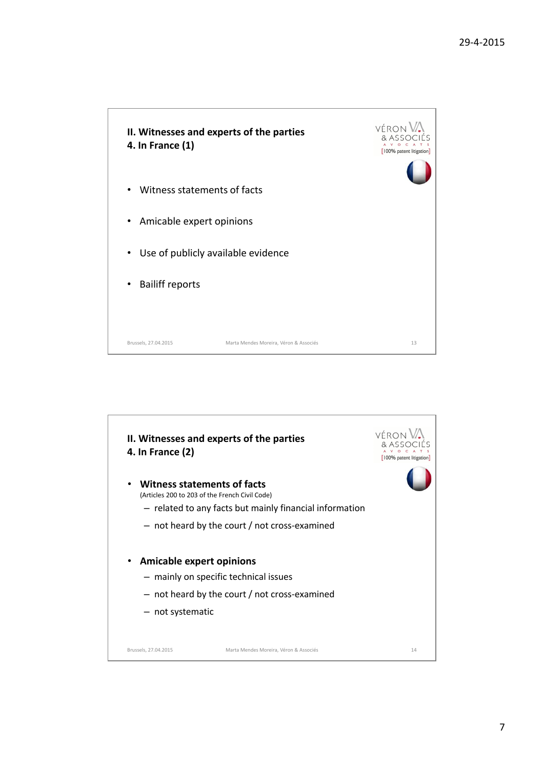## II. Witnesses and experts of the parties
### 4. In France (1)

- Witness statements of facts
- Amicable expert opinions
- Use of publicly available evidence
- Bailiff reports

Brussels, 27.04.2015 — Marta Mendes Moreira, Véron & Associés — 13

## II. Witnesses and experts of the parties
### 4. In France (2)

- **Witness statements of facts**
  (Articles 200 to 203 of the French Civil Code)
  - related to any facts but mainly financial information
  - not heard by the court / not cross-examined
- **Amicable expert opinions**
  - mainly on specific technical issues
  - not heard by the court / not cross-examined
  - not systematic

Brussels, 27.04.2015 — Marta Mendes Moreira, Véron & Associés — 14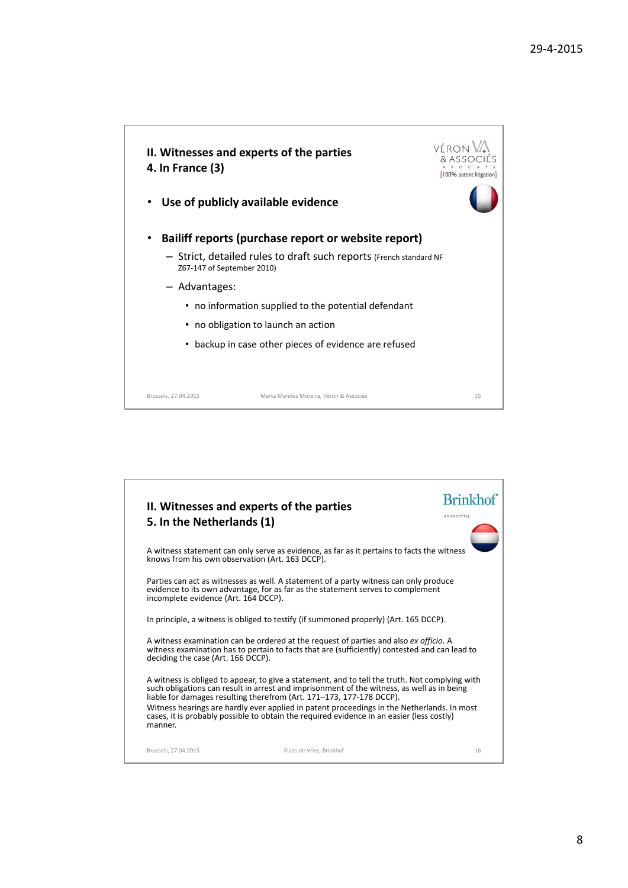## II. Witnesses and experts of the parties
### 4. In France (3)

- **Use of publicly available evidence**

- **Bailiff reports (purchase report or website report)**
  - Strict, detailed rules to draft such reports (French standard NF Z67-147 of September 2010)
  - Advantages:
    - no information supplied to the potential defendant
    - no obligation to launch an action
    - backup in case other pieces of evidence are refused

Brussels, 27.04.2015 — Marta Mendes Moreira, Véron & Associés

## II. Witnesses and experts of the parties
### 5. In the Netherlands (1)

A witness statement can only serve as evidence, as far as it pertains to facts the witness knows from his own observation (Art. 163 DCCP).

Parties can act as witnesses as well. A statement of a party witness can only produce evidence to its own advantage, for as far as the statement serves to complement incomplete evidence (Art. 164 DCCP).

In principle, a witness is obliged to testify (if summoned properly) (Art. 165 DCCP).

A witness examination can be ordered at the request of parties and also *ex officio*. A witness examination has to pertain to facts that are (sufficiently) contested and can lead to deciding the case (Art. 166 DCCP).

A witness is obliged to appear, to give a statement, and to tell the truth. Not complying with such obligations can result in arrest and imprisonment of the witness, as well as in being liable for damages resulting therefrom (Art. 171–173, 177-178 DCCP).
Witness hearings are hardly ever applied in patent proceedings in the Netherlands. In most cases, it is probably possible to obtain the required evidence in an easier (less costly) manner.

Brussels, 27.04.2015 — Klaas de Vries, Brinkhof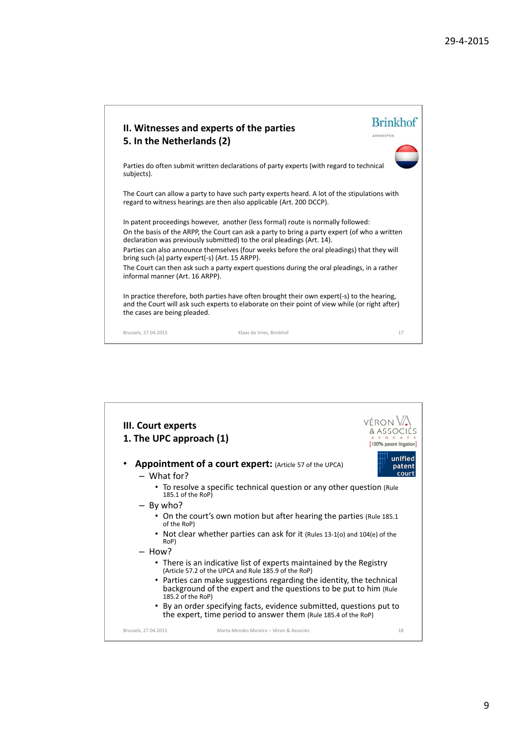## II. Witnesses and experts of the parties
### 5. In the Netherlands (2)

Parties do often submit written declarations of party experts (with regard to technical subjects).

The Court can allow a party to have such party experts heard. A lot of the stipulations with regard to witness hearings are then also applicable (Art. 200 DCCP).

In patent proceedings however, another (less formal) route is normally followed:
On the basis of the ARPP, the Court can ask a party to bring a party expert (of who a written declaration was previously submitted) to the oral pleadings (Art. 14).
Parties can also announce themselves (four weeks before the oral pleadings) that they will bring such (a) party expert(-s) (Art. 15 ARPP).
The Court can then ask such a party expert questions during the oral pleadings, in a rather informal manner (Art. 16 ARPP).

In practice therefore, both parties have often brought their own expert(-s) to the hearing, and the Court will ask such experts to elaborate on their point of view while (or right after) the cases are being pleaded.

Brussels, 27.04.2015 — Klaas de Vries, Brinkhof

## III. Court experts
### 1. The UPC approach (1)

- **Appointment of a court expert:** (Article 57 of the UPCA)
  - What for?
    - To resolve a specific technical question or any other question (Rule 185.1 of the RoP)
  - By who?
    - On the court's own motion but after hearing the parties (Rule 185.1 of the RoP)
    - Not clear whether parties can ask for it (Rules 13-1(o) and 104(e) of the RoP)
  - How?
    - There is an indicative list of experts maintained by the Registry (Article 57.2 of the UPCA and Rule 185.9 of the RoP)
    - Parties can make suggestions regarding the identity, the technical background of the expert and the questions to be put to him (Rule 185.2 of the RoP)
    - By an order specifying facts, evidence submitted, questions put to the expert, time period to answer them (Rule 185.4 of the RoP)

Brussels, 27.04.2015 — Marta Mendes Moreira – Véron & Associés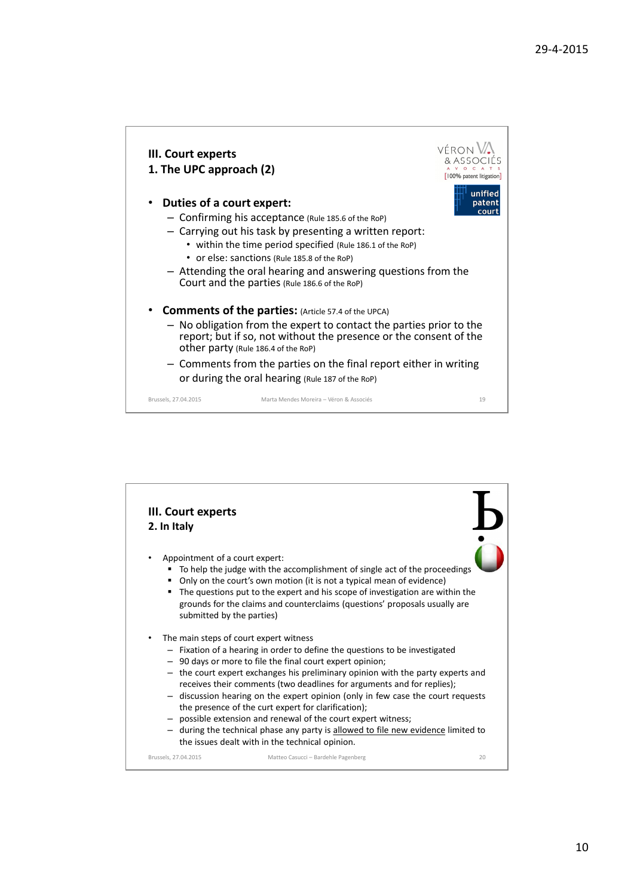## III. Court experts

### 1. The UPC approach (2)

- **Duties of a court expert:**
  - Confirming his acceptance (Rule 185.6 of the RoP)
  - Carrying out his task by presenting a written report:
    - within the time period specified (Rule 186.1 of the RoP)
    - or else: sanctions (Rule 185.8 of the RoP)
  - Attending the oral hearing and answering questions from the Court and the parties (Rule 186.6 of the RoP)

- **Comments of the parties:** (Article 57.4 of the UPCA)
  - No obligation from the expert to contact the parties prior to the report; but if so, not without the presence or the consent of the other party (Rule 186.4 of the RoP)
  - Comments from the parties on the final report either in writing or during the oral hearing (Rule 187 of the RoP)

Brussels, 27.04.2015 — Marta Mendes Moreira – Véron & Associés — 19

## III. Court experts

### 2. In Italy

- Appointment of a court expert:
  - To help the judge with the accomplishment of single act of the proceedings
  - Only on the court's own motion (it is not a typical mean of evidence)
  - The questions put to the expert and his scope of investigation are within the grounds for the claims and counterclaims (questions' proposals usually are submitted by the parties)

- The main steps of court expert witness
  - Fixation of a hearing in order to define the questions to be investigated
  - 90 days or more to file the final court expert opinion;
  - the court expert exchanges his preliminary opinion with the party experts and receives their comments (two deadlines for arguments and for replies);
  - discussion hearing on the expert opinion (only in few case the court requests the presence of the curt expert for clarification);
  - possible extension and renewal of the court expert witness;
  - during the technical phase any party is allowed to file new evidence limited to the issues dealt with in the technical opinion.

Brussels, 27.04.2015 — Matteo Casucci – Bardehle Pagenberg — 20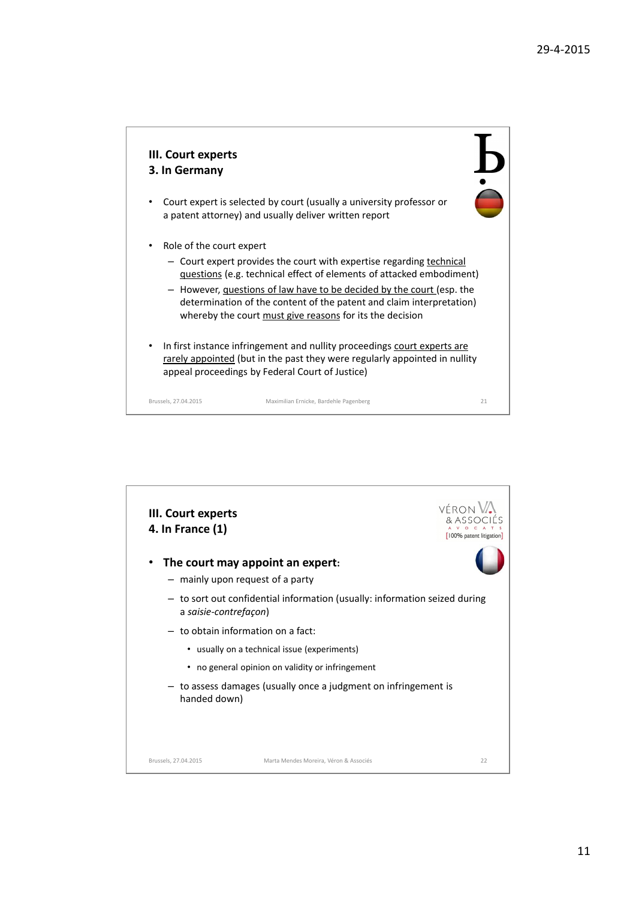## III. Court experts
### 3. In Germany

- Court expert is selected by court (usually a university professor or a patent attorney) and usually deliver written report

- Role of the court expert
  - Court expert provides the court with expertise regarding technical questions (e.g. technical effect of elements of attacked embodiment)
  - However, questions of law have to be decided by the court (esp. the determination of the content of the patent and claim interpretation) whereby the court must give reasons for its the decision

- In first instance infringement and nullity proceedings court experts are rarely appointed (but in the past they were regularly appointed in nullity appeal proceedings by Federal Court of Justice)

Brussels, 27.04.2015 — Maximilian Ernicke, Bardehle Pagenberg

## III. Court experts
### 4. In France (1)

- **The court may appoint an expert:**
  - mainly upon request of a party
  - to sort out confidential information (usually: information seized during a *saisie-contrefaçon*)
  - to obtain information on a fact:
    - usually on a technical issue (experiments)
    - no general opinion on validity or infringement
  - to assess damages (usually once a judgment on infringement is handed down)

Brussels, 27.04.2015 — Marta Mendes Moreira, Véron & Associés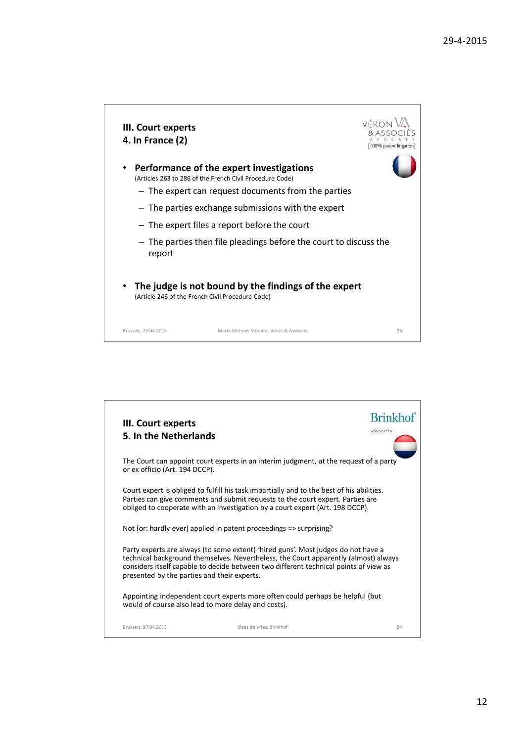## III. Court experts
### 4. In France (2)

VÉRON & ASSOCIÉS AVOCATS [100% patent litigation]

- **Performance of the expert investigations**
  (Articles 263 to 286 of the French Civil Procedure Code)
  - The expert can request documents from the parties
  - The parties exchange submissions with the expert
  - The expert files a report before the court
  - The parties then file pleadings before the court to discuss the report

- **The judge is not bound by the findings of the expert**
  (Article 246 of the French Civil Procedure Code)

Brussels, 27.04.2015 Marta Mendes Moreira, Véron & Associés 23

## III. Court experts
### 5. In the Netherlands

Brinkhof ADVOCATEN

The Court can appoint court experts in an interim judgment, at the request of a party or ex officio (Art. 194 DCCP).

Court expert is obliged to fulfill his task impartially and to the best of his abilities. Parties can give comments and submit requests to the court expert. Parties are obliged to cooperate with an investigation by a court expert (Art. 198 DCCP).

Not (or: hardly ever) applied in patent proceedings => surprising?

Party experts are always (to some extent) 'hired guns'. Most judges do not have a technical background themselves. Nevertheless, the Court apparently (almost) always considers itself capable to decide between two different technical points of view as presented by the parties and their experts.

Appointing independent court experts more often could perhaps be helpful (but would of course also lead to more delay and costs).

Brussels, 27.04.2015 Klaas de Vries, Brinkhof 24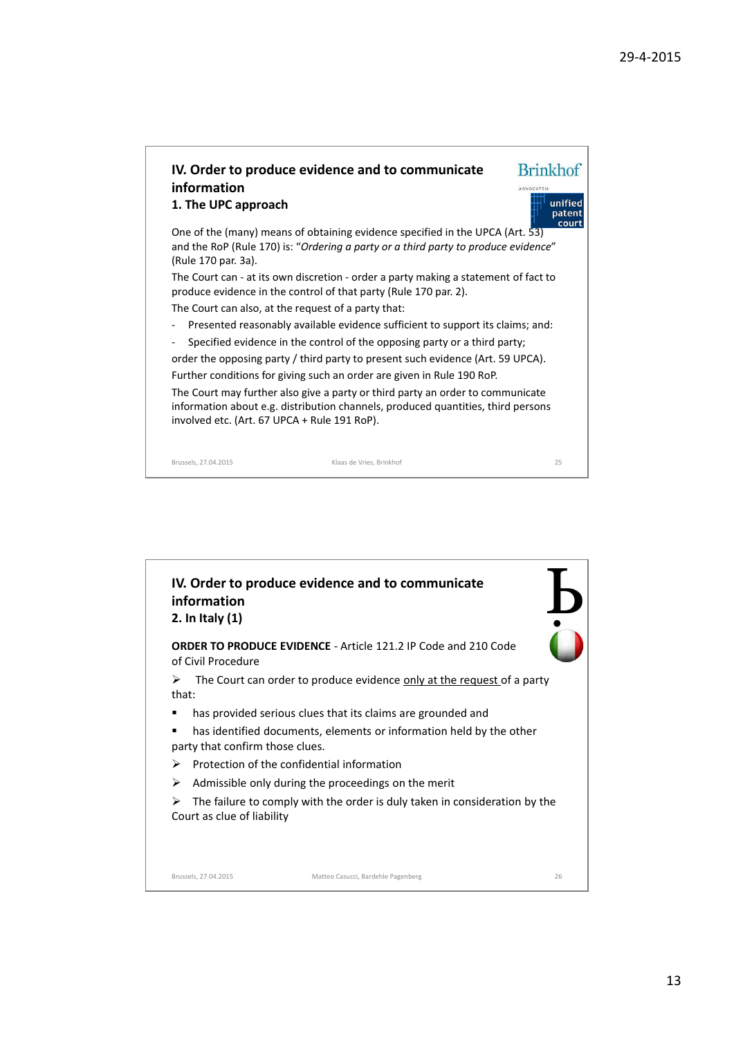## IV. Order to produce evidence and to communicate information

### 1. The UPC approach

One of the (many) means of obtaining evidence specified in the UPCA (Art. 53) and the RoP (Rule 170) is: "*Ordering a party or a third party to produce evidence*" (Rule 170 par. 3a).

The Court can - at its own discretion - order a party making a statement of fact to produce evidence in the control of that party (Rule 170 par. 2).

The Court can also, at the request of a party that:

- Presented reasonably available evidence sufficient to support its claims; and:
- Specified evidence in the control of the opposing party or a third party;

order the opposing party / third party to present such evidence (Art. 59 UPCA).

Further conditions for giving such an order are given in Rule 190 RoP.

The Court may further also give a party or third party an order to communicate information about e.g. distribution channels, produced quantities, third persons involved etc. (Art. 67 UPCA + Rule 191 RoP).

Brussels, 27.04.2015 Klaas de Vries, Brinkhof 25

## IV. Order to produce evidence and to communicate information

### 2. In Italy (1)

**ORDER TO PRODUCE EVIDENCE** - Article 121.2 IP Code and 210 Code of Civil Procedure

- The Court can order to produce evidence <u>only at the request</u> of a party that:
  - has provided serious clues that its claims are grounded and
  - has identified documents, elements or information held by the other party that confirm those clues.
- Protection of the confidential information
- Admissible only during the proceedings on the merit
- The failure to comply with the order is duly taken in consideration by the Court as clue of liability

Brussels, 27.04.2015 Matteo Casucci, Bardehle Pagenberg 26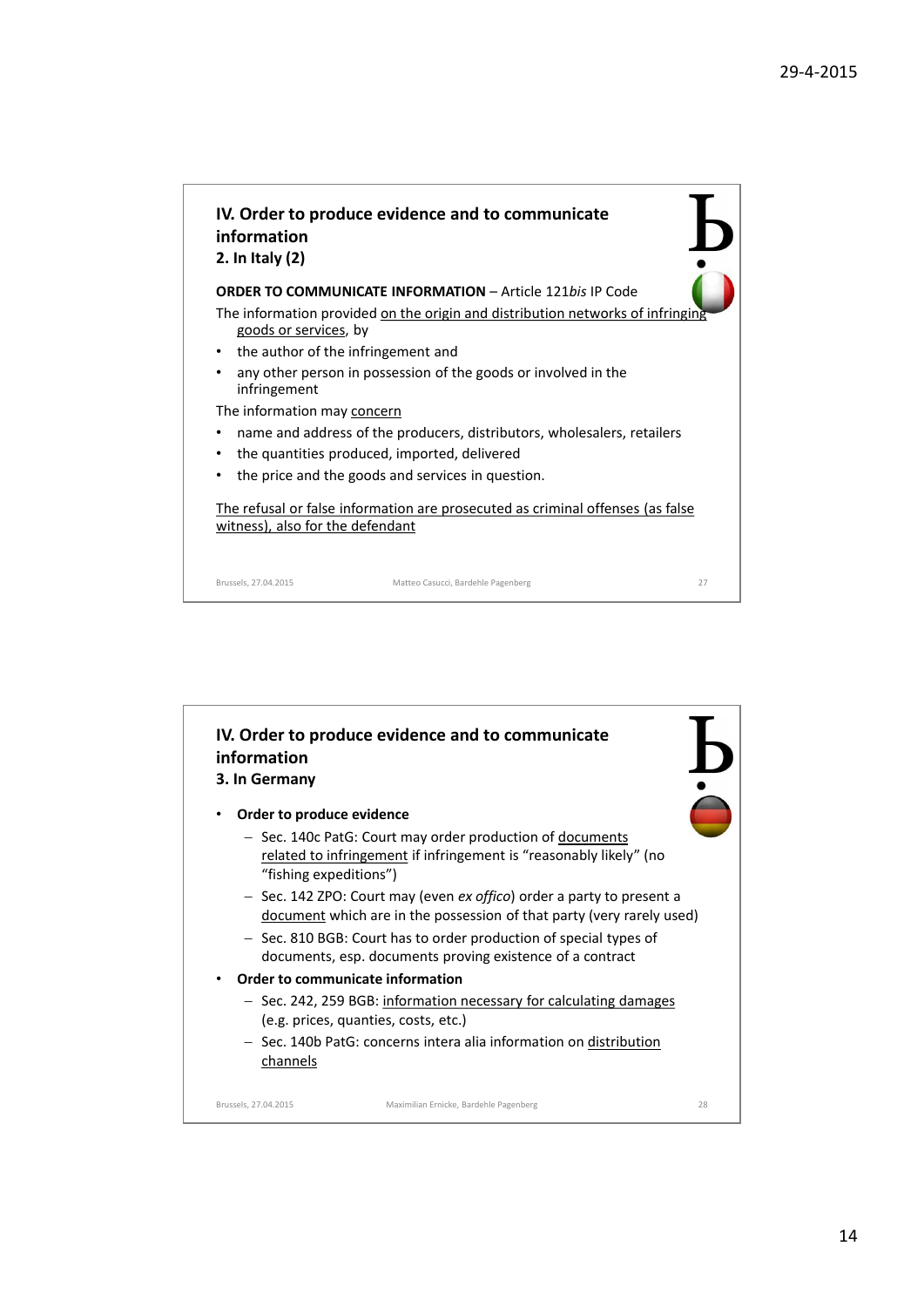## IV. Order to produce evidence and to communicate information
### 2. In Italy (2)

**ORDER TO COMMUNICATE INFORMATION** – Article 121*bis* IP Code

The information provided on the origin and distribution networks of infringing goods or services, by

- the author of the infringement and
- any other person in possession of the goods or involved in the infringement

The information may concern

- name and address of the producers, distributors, wholesalers, retailers
- the quantities produced, imported, delivered
- the price and the goods and services in question.

The refusal or false information are prosecuted as criminal offenses (as false witness), also for the defendant

Brussels, 27.04.2015 — Matteo Casucci, Bardehle Pagenberg — 27

## IV. Order to produce evidence and to communicate information
### 3. In Germany

- **Order to produce evidence**
  - Sec. 140c PatG: Court may order production of documents related to infringement if infringement is "reasonably likely" (no "fishing expeditions")
  - Sec. 142 ZPO: Court may (even *ex offico*) order a party to present a document which are in the possession of that party (very rarely used)
  - Sec. 810 BGB: Court has to order production of special types of documents, esp. documents proving existence of a contract
- **Order to communicate information**
  - Sec. 242, 259 BGB: information necessary for calculating damages (e.g. prices, quantities, costs, etc.)
  - Sec. 140b PatG: concerns intera alia information on distribution channels

Brussels, 27.04.2015 — Maximilian Ernicke, Bardehle Pagenberg — 28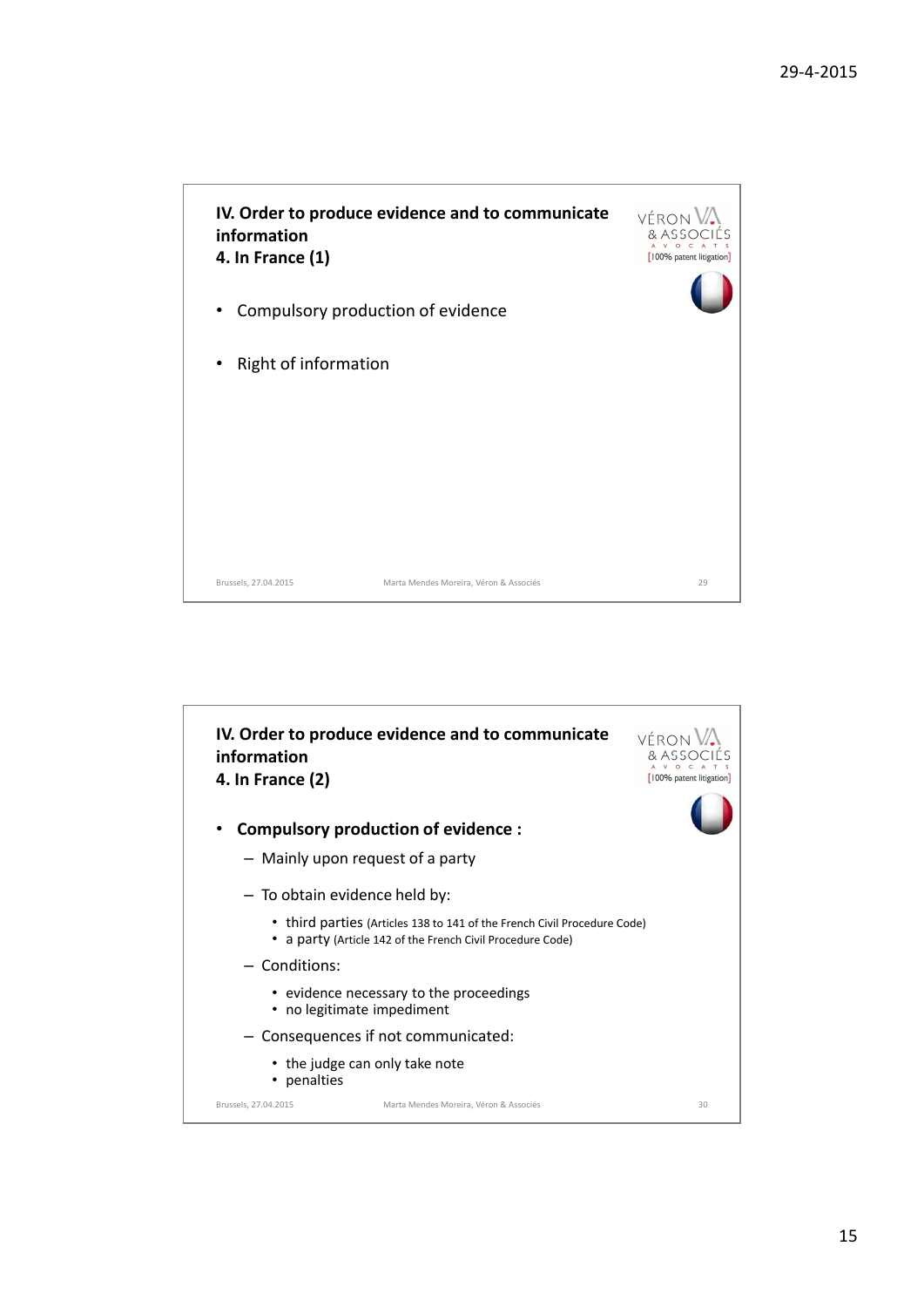## IV. Order to produce evidence and to communicate information
### 4. In France (1)

- Compulsory production of evidence
- Right of information

## IV. Order to produce evidence and to communicate information
### 4. In France (2)

- **Compulsory production of evidence :**
  - Mainly upon request of a party
  - To obtain evidence held by:
    - third parties (Articles 138 to 141 of the French Civil Procedure Code)
    - a party (Article 142 of the French Civil Procedure Code)
  - Conditions:
    - evidence necessary to the proceedings
    - no legitimate impediment
  - Consequences if not communicated:
    - the judge can only take note
    - penalties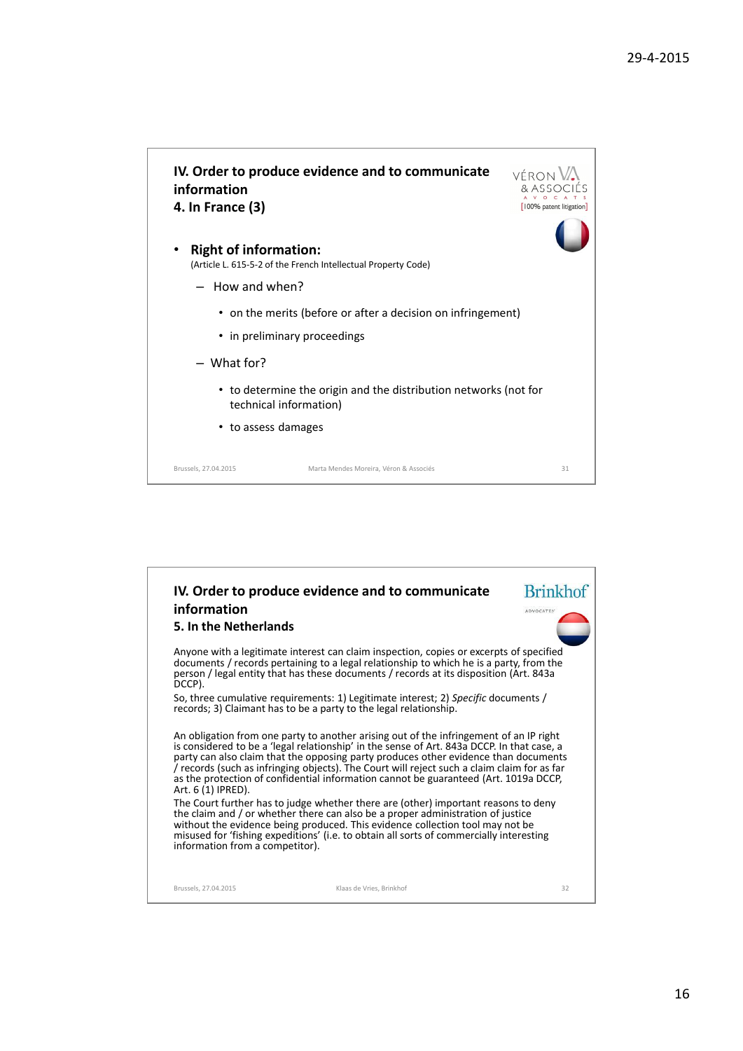## IV. Order to produce evidence and to communicate information
### 4. In France (3)

VÉRON & ASSOCIÉS AVOCATS [100% patent litigation]

- **Right of information:**
  (Article L. 615-5-2 of the French Intellectual Property Code)
  - How and when?
    - on the merits (before or after a decision on infringement)
    - in preliminary proceedings
  - What for?
    - to determine the origin and the distribution networks (not for technical information)
    - to assess damages

Brussels, 27.04.2015 — Marta Mendes Moreira, Véron & Associés — 31

## IV. Order to produce evidence and to communicate information
### 5. In the Netherlands

Brinkhof ADVOCATEN

Anyone with a legitimate interest can claim inspection, copies or excerpts of specified documents / records pertaining to a legal relationship to which he is a party, from the person / legal entity that has these documents / records at its disposition (Art. 843a DCCP).

So, three cumulative requirements: 1) Legitimate interest; 2) *Specific* documents / records; 3) Claimant has to be a party to the legal relationship.

An obligation from one party to another arising out of the infringement of an IP right is considered to be a 'legal relationship' in the sense of Art. 843a DCCP. In that case, a party can also claim that the opposing party produces other evidence than documents / records (such as infringing objects). The Court will reject such a claim claim for as far as the protection of confidential information cannot be guaranteed (Art. 1019a DCCP, Art. 6 (1) IPRED).

The Court further has to judge whether there are (other) important reasons to deny the claim and / or whether there can also be a proper administration of justice without the evidence being produced. This evidence collection tool may not be misused for 'fishing expeditions' (i.e. to obtain all sorts of commercially interesting information from a competitor).

Brussels, 27.04.2015 — Klaas de Vries, Brinkhof — 32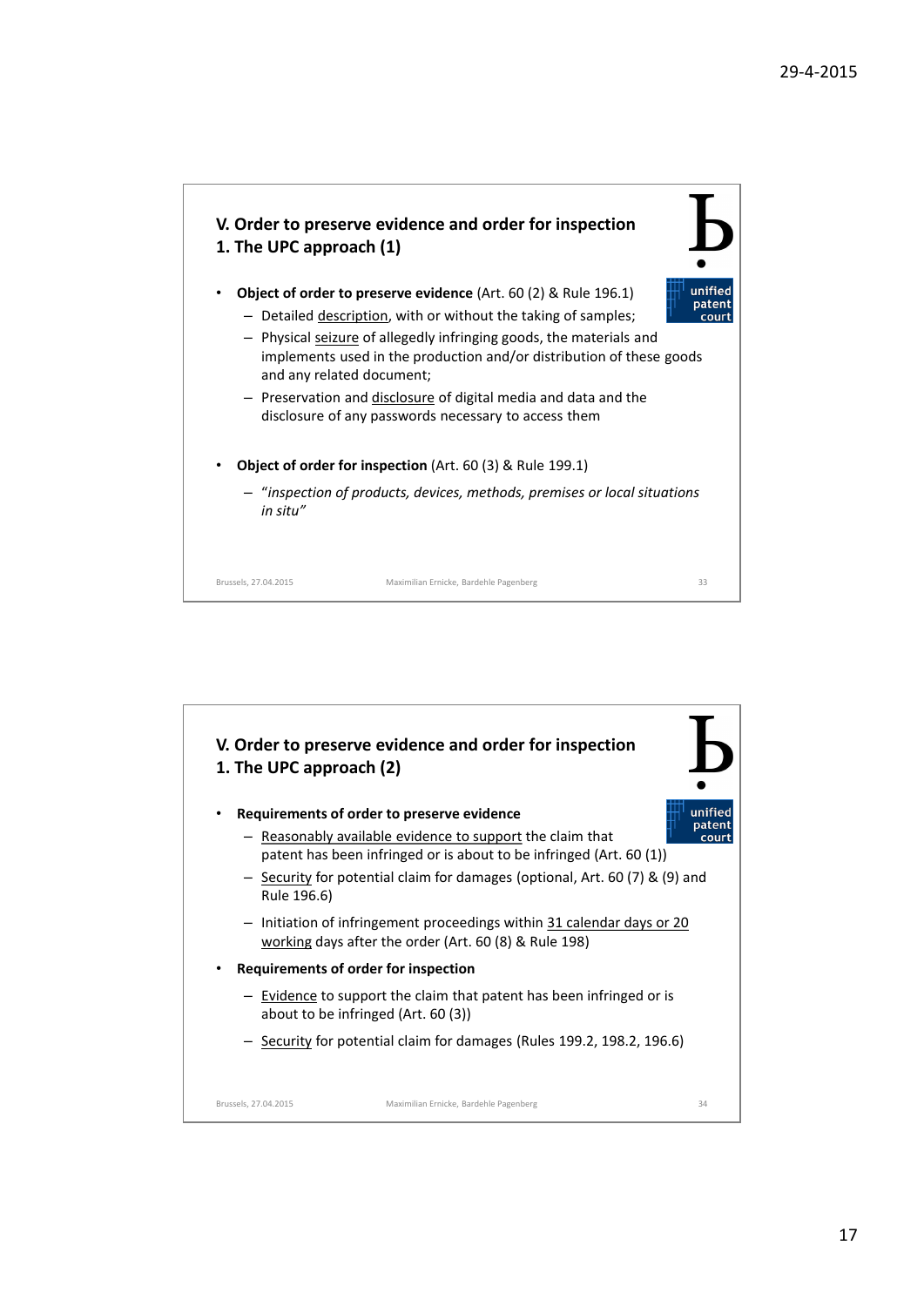## V. Order to preserve evidence and order for inspection
## 1. The UPC approach (1)

- **Object of order to preserve evidence** (Art. 60 (2) & Rule 196.1)
  - Detailed description, with or without the taking of samples;
  - Physical seizure of allegedly infringing goods, the materials and implements used in the production and/or distribution of these goods and any related document;
  - Preservation and disclosure of digital media and data and the disclosure of any passwords necessary to access them
- **Object of order for inspection** (Art. 60 (3) & Rule 199.1)
  - "*inspection of products, devices, methods, premises or local situations in situ*"

## V. Order to preserve evidence and order for inspection
## 1. The UPC approach (2)

- **Requirements of order to preserve evidence**
  - Reasonably available evidence to support the claim that patent has been infringed or is about to be infringed (Art. 60 (1))
  - Security for potential claim for damages (optional, Art. 60 (7) & (9) and Rule 196.6)
  - Initiation of infringement proceedings within 31 calendar days or 20 working days after the order (Art. 60 (8) & Rule 198)
- **Requirements of order for inspection**
  - Evidence to support the claim that patent has been infringed or is about to be infringed (Art. 60 (3))
  - Security for potential claim for damages (Rules 199.2, 198.2, 196.6)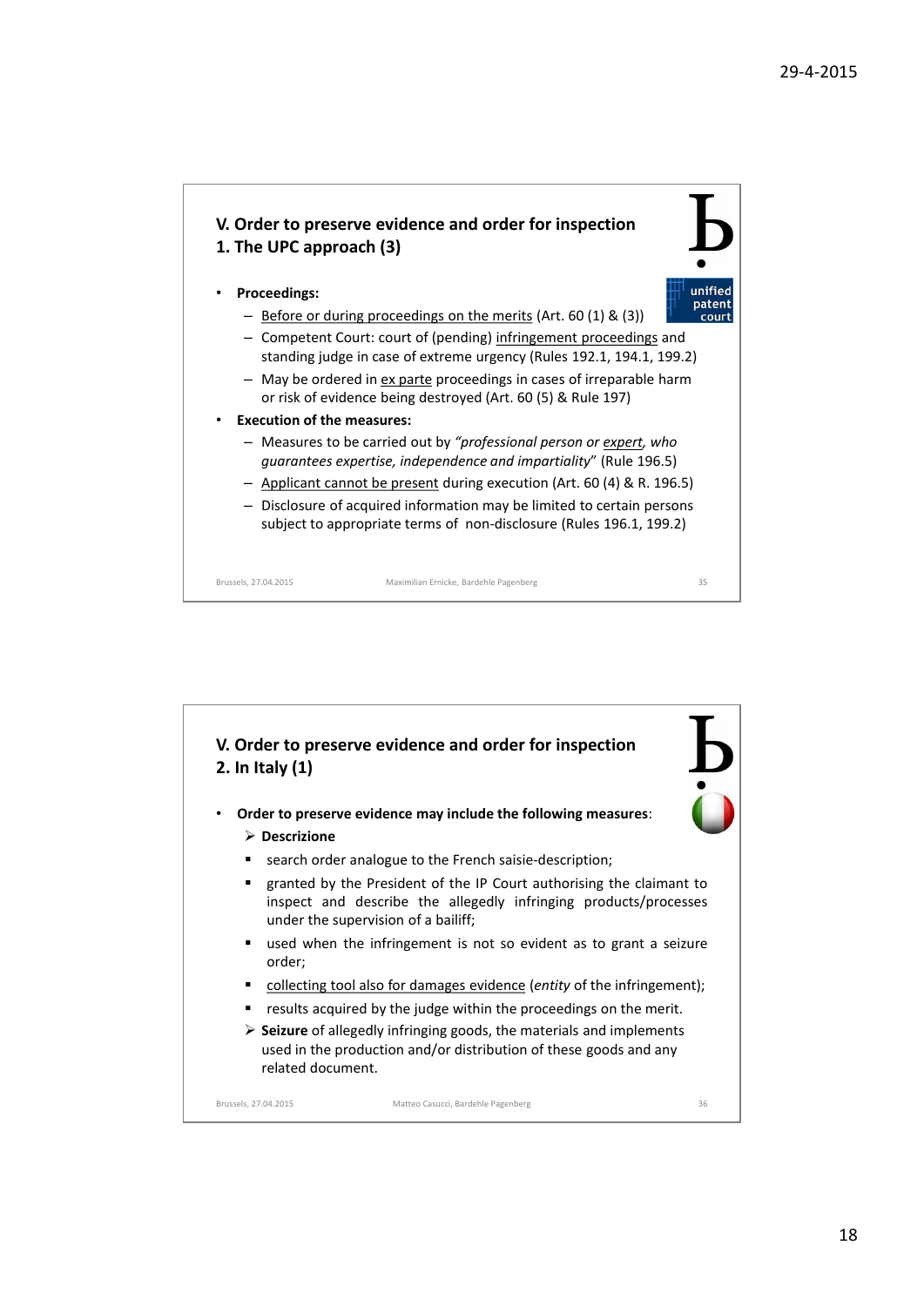## V. Order to preserve evidence and order for inspection
### 1. The UPC approach (3)

- **Proceedings:**
  - Before or during proceedings on the merits (Art. 60 (1) & (3))
  - Competent Court: court of (pending) infringement proceedings and standing judge in case of extreme urgency (Rules 192.1, 194.1, 199.2)
  - May be ordered in ex parte proceedings in cases of irreparable harm or risk of evidence being destroyed (Art. 60 (5) & Rule 197)
- **Execution of the measures:**
  - Measures to be carried out by *"professional person or expert, who guarantees expertise, independence and impartiality"* (Rule 196.5)
  - Applicant cannot be present during execution (Art. 60 (4) & R. 196.5)
  - Disclosure of acquired information may be limited to certain persons subject to appropriate terms of non-disclosure (Rules 196.1, 199.2)

Brussels, 27.04.2015 Maximilian Ernicke, Bardehle Pagenberg 35

## V. Order to preserve evidence and order for inspection
### 2. In Italy (1)

- **Order to preserve evidence may include the following measures**:
  - **Descrizione**
    - search order analogue to the French saisie-description;
    - granted by the President of the IP Court authorising the claimant to inspect and describe the allegedly infringing products/processes under the supervision of a bailiff;
    - used when the infringement is not so evident as to grant a seizure order;
    - collecting tool also for damages evidence (*entity* of the infringement);
    - results acquired by the judge within the proceedings on the merit.
  - **Seizure** of allegedly infringing goods, the materials and implements used in the production and/or distribution of these goods and any related document.

Brussels, 27.04.2015 Matteo Casucci, Bardehle Pagenberg 36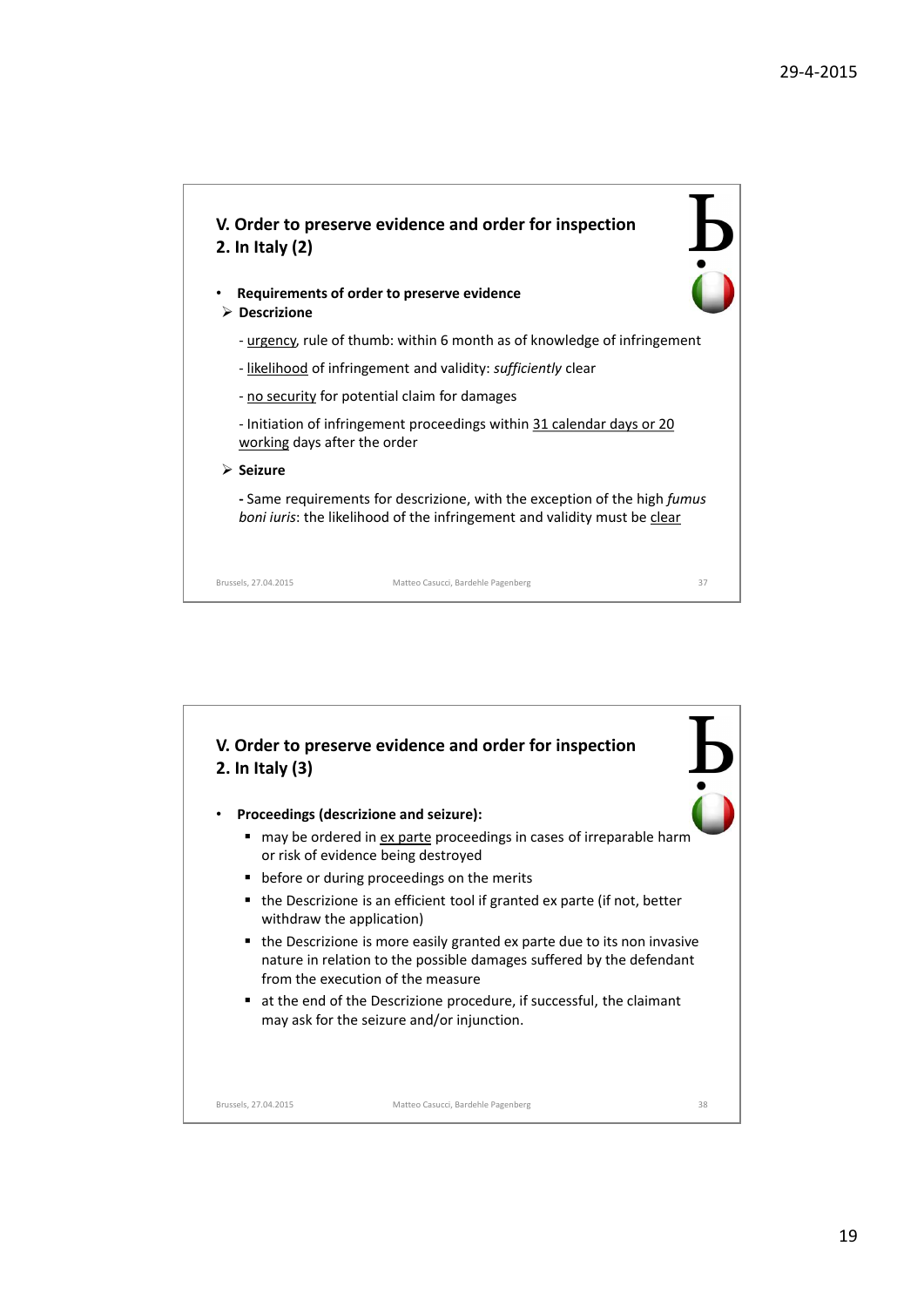## V. Order to preserve evidence and order for inspection
## 2. In Italy (2)

- **Requirements of order to preserve evidence**
  - **Descrizione**
    - urgency, rule of thumb: within 6 month as of knowledge of infringement
    - likelihood of infringement and validity: *sufficiently* clear
    - no security for potential claim for damages
    - Initiation of infringement proceedings within 31 calendar days or 20 working days after the order
  - **Seizure**
    - Same requirements for descrizione, with the exception of the high *fumus boni iuris*: the likelihood of the infringement and validity must be clear

Brussels, 27.04.2015 — Matteo Casucci, Bardehle Pagenberg

## V. Order to preserve evidence and order for inspection
## 2. In Italy (3)

- **Proceedings (descrizione and seizure):**
  - may be ordered in ex parte proceedings in cases of irreparable harm or risk of evidence being destroyed
  - before or during proceedings on the merits
  - the Descrizione is an efficient tool if granted ex parte (if not, better withdraw the application)
  - the Descrizione is more easily granted ex parte due to its non invasive nature in relation to the possible damages suffered by the defendant from the execution of the measure
  - at the end of the Descrizione procedure, if successful, the claimant may ask for the seizure and/or injunction.

Brussels, 27.04.2015 — Matteo Casucci, Bardehle Pagenberg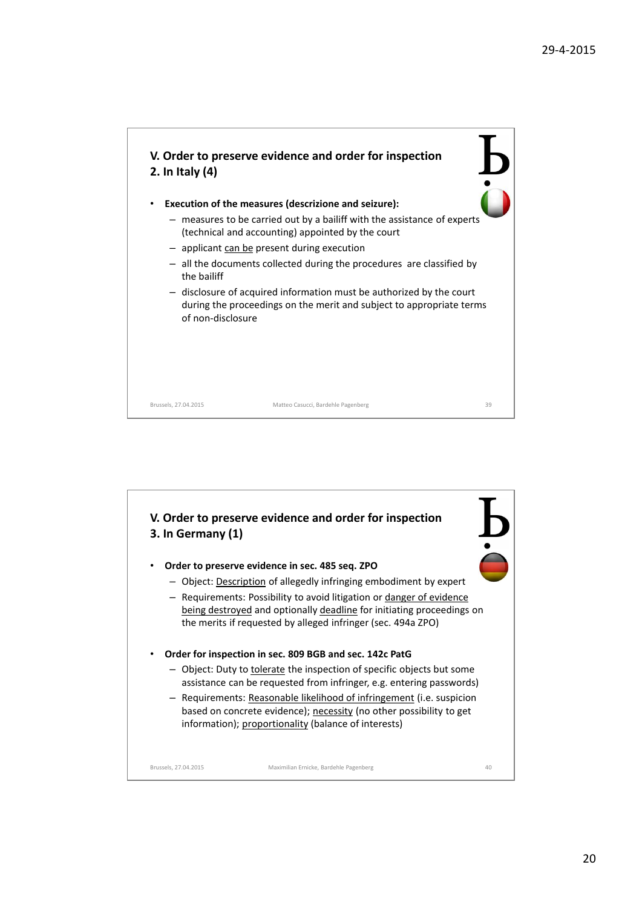## V. Order to preserve evidence and order for inspection
## 2. In Italy (4)

- **Execution of the measures (descrizione and seizure):**
  - measures to be carried out by a bailiff with the assistance of experts (technical and accounting) appointed by the court
  - applicant can be present during execution
  - all the documents collected during the procedures are classified by the bailiff
  - disclosure of acquired information must be authorized by the court during the proceedings on the merit and subject to appropriate terms of non-disclosure

Brussels, 27.04.2015 — Matteo Casucci, Bardehle Pagenberg — 39

## V. Order to preserve evidence and order for inspection
## 3. In Germany (1)

- **Order to preserve evidence in sec. 485 seq. ZPO**
  - Object: Description of allegedly infringing embodiment by expert
  - Requirements: Possibility to avoid litigation or danger of evidence being destroyed and optionally deadline for initiating proceedings on the merits if requested by alleged infringer (sec. 494a ZPO)

- **Order for inspection in sec. 809 BGB and sec. 142c PatG**
  - Object: Duty to tolerate the inspection of specific objects but some assistance can be requested from infringer, e.g. entering passwords)
  - Requirements: Reasonable likelihood of infringement (i.e. suspicion based on concrete evidence); necessity (no other possibility to get information); proportionality (balance of interests)

Brussels, 27.04.2015 — Maximilian Ernicke, Bardehle Pagenberg — 40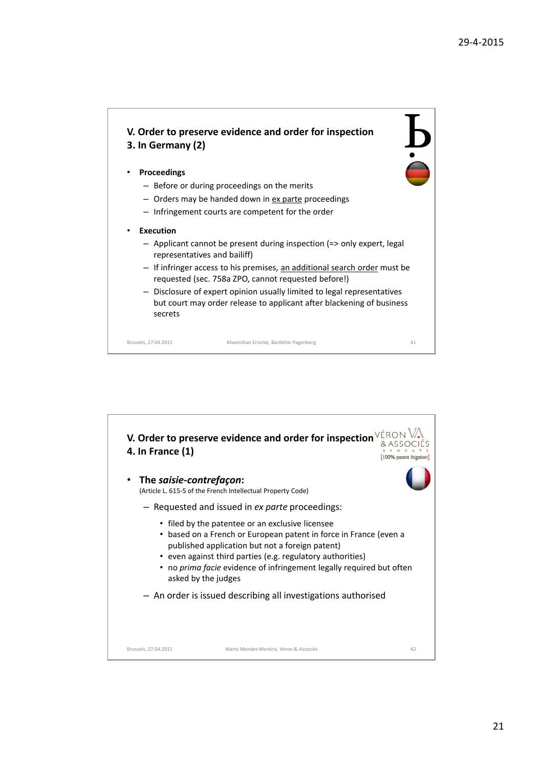## V. Order to preserve evidence and order for inspection
### 3. In Germany (2)

- **Proceedings**
  - Before or during proceedings on the merits
  - Orders may be handed down in ex parte proceedings
  - Infringement courts are competent for the order
- **Execution**
  - Applicant cannot be present during inspection (=> only expert, legal representatives and bailiff)
  - If infringer access to his premises, an additional search order must be requested (sec. 758a ZPO, cannot requested before!)
  - Disclosure of expert opinion usually limited to legal representatives but court may order release to applicant after blackening of business secrets

Brussels, 27.04.2015 — Maximilian Ernicke, Bardehle Pagenberg — 41

## V. Order to preserve evidence and order for inspection
### 4. In France (1)

- **The *saisie-contrefaçon*:**
  (Article L. 615-5 of the French Intellectual Property Code)
  - Requested and issued in *ex parte* proceedings:
    - filed by the patentee or an exclusive licensee
    - based on a French or European patent in force in France (even a published application but not a foreign patent)
    - even against third parties (e.g. regulatory authorities)
    - no *prima facie* evidence of infringement legally required but often asked by the judges
  - An order is issued describing all investigations authorised

Brussels, 27.04.2015 — Marta Mendes Moreira, Véron & Associés — 42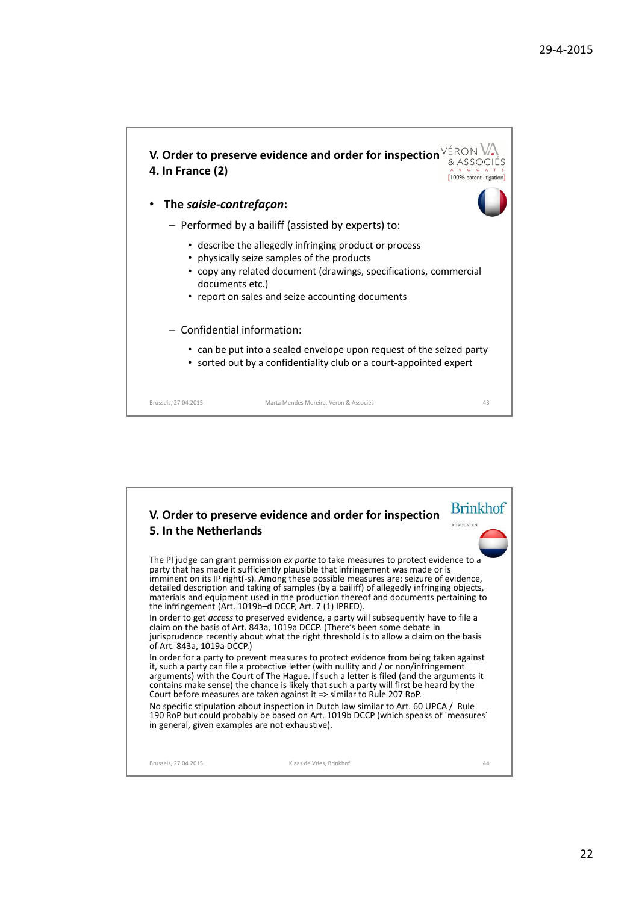## V. Order to preserve evidence and order for inspection
### 4. In France (2)

VÉRON & ASSOCIÉS AVOCATS [100% patent litigation]

- **The *saisie-contrefaçon*:**
  - Performed by a bailiff (assisted by experts) to:
    - describe the allegedly infringing product or process
    - physically seize samples of the products
    - copy any related document (drawings, specifications, commercial documents etc.)
    - report on sales and seize accounting documents
  - Confidential information:
    - can be put into a sealed envelope upon request of the seized party
    - sorted out by a confidentiality club or a court-appointed expert

Brussels, 27.04.2015 — Marta Mendes Moreira, Véron & Associés — 43

## V. Order to preserve evidence and order for inspection
### 5. In the Netherlands

Brinkhof ADVOCATEN

The PI judge can grant permission *ex parte* to take measures to protect evidence to a party that has made it sufficiently plausible that infringement was made or is imminent on its IP right(-s). Among these possible measures are: seizure of evidence, detailed description and taking of samples (by a bailiff) of allegedly infringing objects, materials and equipment used in the production thereof and documents pertaining to the infringement (Art. 1019b–d DCCP, Art. 7 (1) IPRED).

In order to get *access* to preserved evidence, a party will subsequently have to file a claim on the basis of Art. 843a, 1019a DCCP. (There's been some debate in jurisprudence recently about what the right threshold is to allow a claim on the basis of Art. 843a, 1019a DCCP.)

In order for a party to prevent measures to protect evidence from being taken against it, such a party can file a protective letter (with nullity and / or non/infringement arguments) with the Court of The Hague. If such a letter is filed (and the arguments it contains make sense) the chance is likely that such a party will first be heard by the Court before measures are taken against it => similar to Rule 207 RoP.

No specific stipulation about inspection in Dutch law similar to Art. 60 UPCA / Rule 190 RoP but could probably be based on Art. 1019b DCCP (which speaks of ´measures´ in general, given examples are not exhaustive).

Brussels, 27.04.2015 — Klaas de Vries, Brinkhof — 44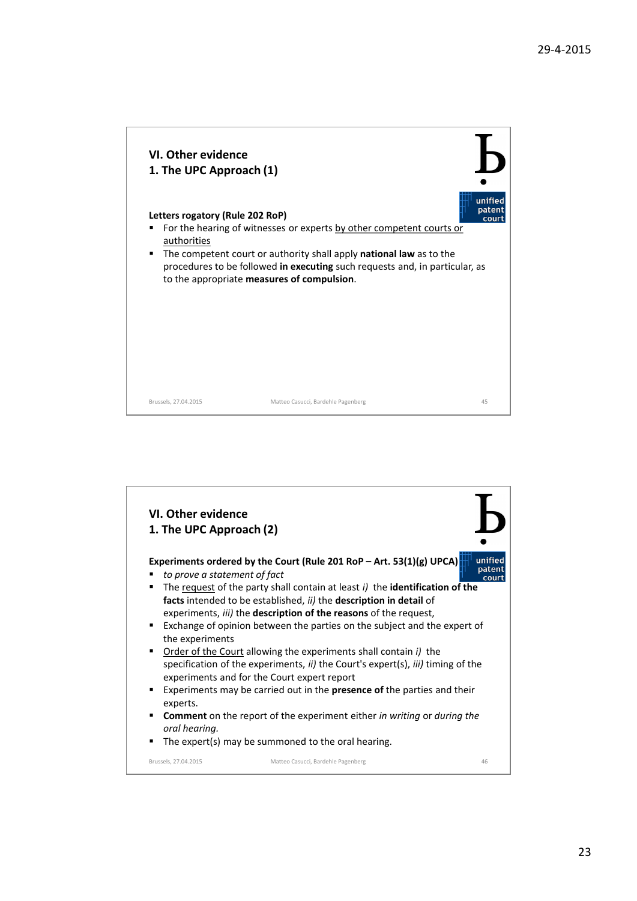## VI. Other evidence
## 1. The UPC Approach (1)

**Letters rogatory (Rule 202 RoP)**

- For the hearing of witnesses or experts <u>by other competent courts or authorities</u>
- The competent court or authority shall apply **national law** as to the procedures to be followed **in executing** such requests and, in particular, as to the appropriate **measures of compulsion**.

## VI. Other evidence
## 1. The UPC Approach (2)

**Experiments ordered by the Court (Rule 201 RoP – Art. 53(1)(g) UPCA)**

- *to prove a statement of fact*
- The <u>request</u> of the party shall contain at least *i)* the **identification of the facts** intended to be established, *ii)* the **description in detail** of experiments, *iii)* the **description of the reasons** of the request,
- Exchange of opinion between the parties on the subject and the expert of the experiments
- <u>Order of the Court</u> allowing the experiments shall contain *i)* the specification of the experiments, *ii)* the Court's expert(s), *iii)* timing of the experiments and for the Court expert report
- Experiments may be carried out in the **presence of** the parties and their experts.
- **Comment** on the report of the experiment either *in writing* or *during the oral hearing.*
- The expert(s) may be summoned to the oral hearing.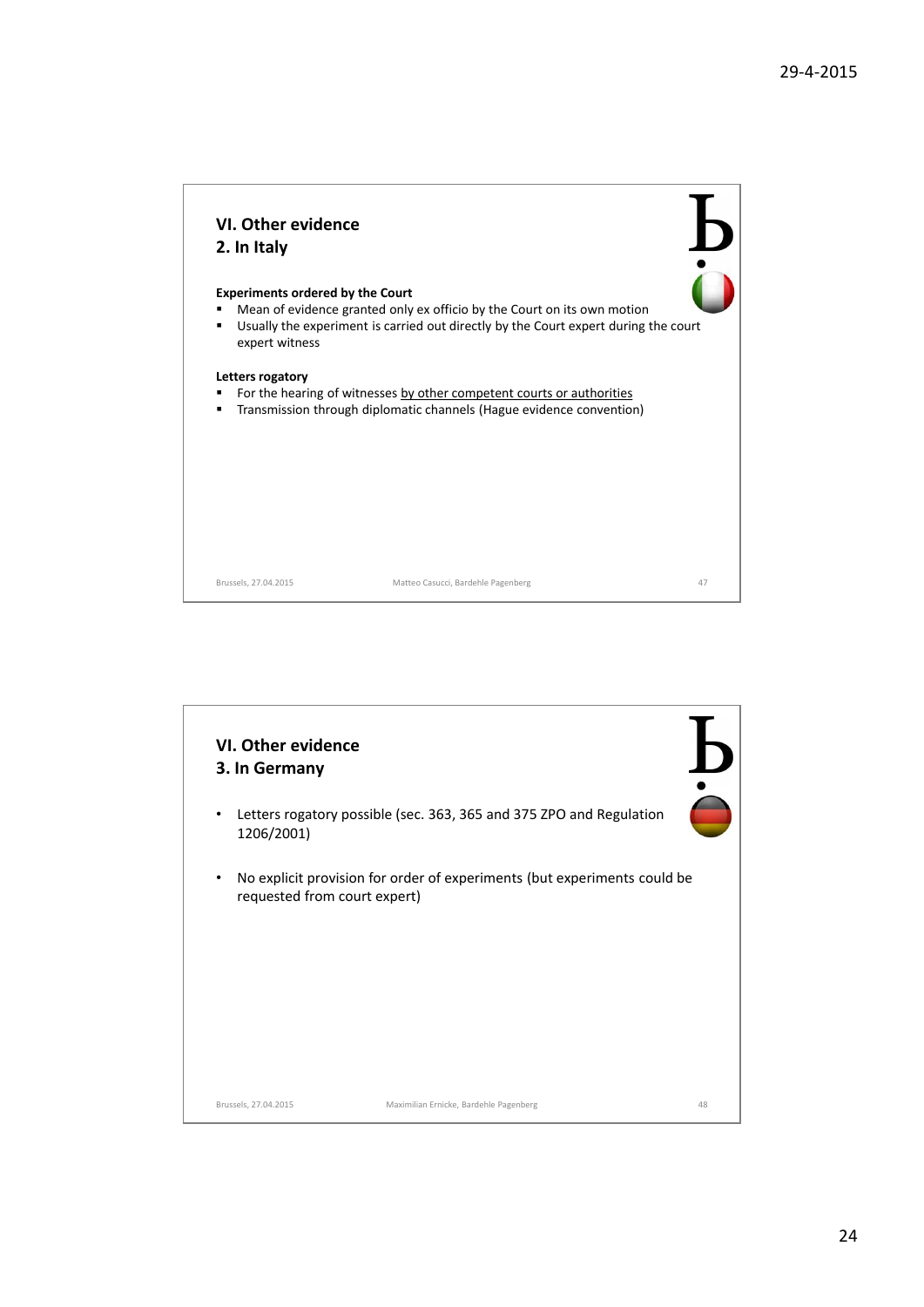## VI. Other evidence
### 2. In Italy

**Experiments ordered by the Court**

- Mean of evidence granted only ex officio by the Court on its own motion
- Usually the experiment is carried out directly by the Court expert during the court expert witness

**Letters rogatory**

- For the hearing of witnesses by other competent courts or authorities
- Transmission through diplomatic channels (Hague evidence convention)

Brussels, 27.04.2015 Matteo Casucci, Bardehle Pagenberg

## VI. Other evidence
### 3. In Germany

- Letters rogatory possible (sec. 363, 365 and 375 ZPO and Regulation 1206/2001)
- No explicit provision for order of experiments (but experiments could be requested from court expert)

Brussels, 27.04.2015 Maximilian Ernicke, Bardehle Pagenberg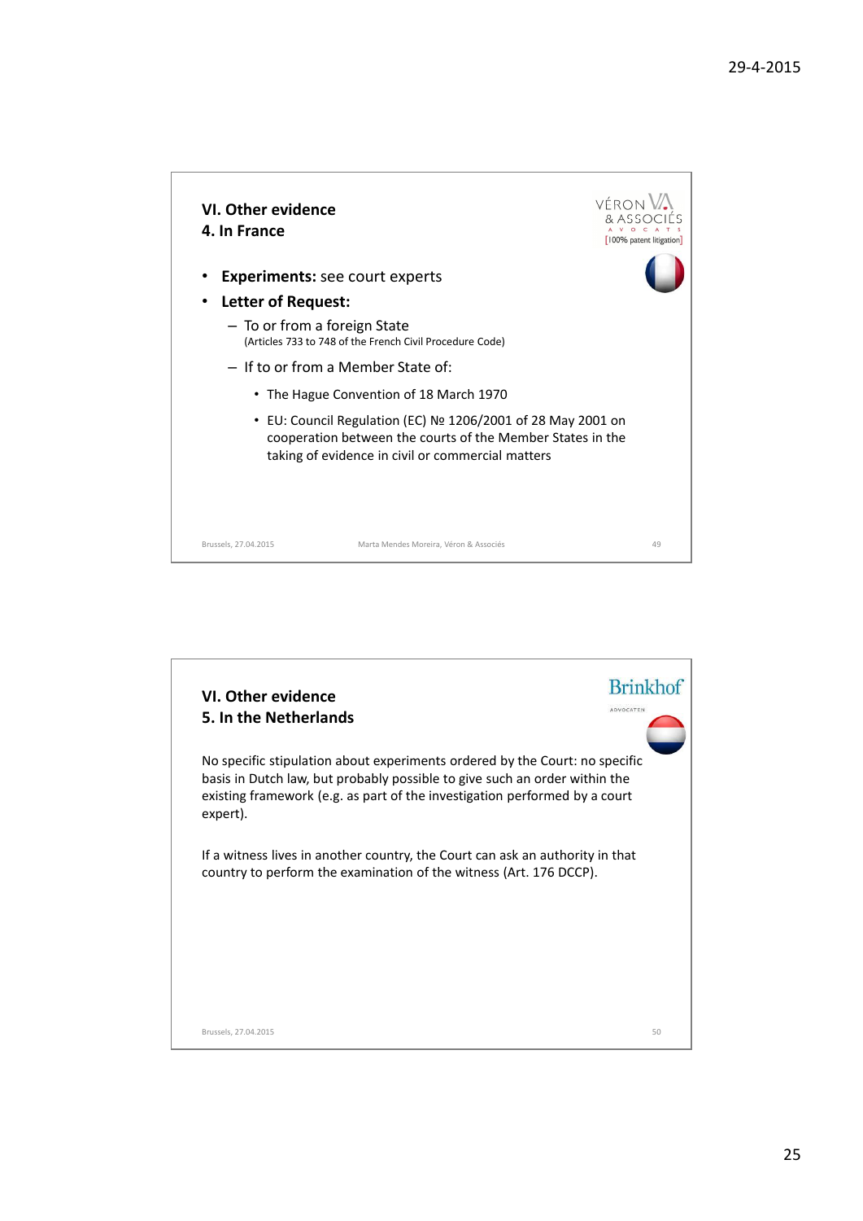## VI. Other evidence
### 4. In France

- **Experiments:** see court experts
- **Letter of Request:**
  - To or from a foreign State
    (Articles 733 to 748 of the French Civil Procedure Code)
  - If to or from a Member State of:
    - The Hague Convention of 18 March 1970
    - EU: Council Regulation (EC) № 1206/2001 of 28 May 2001 on cooperation between the courts of the Member States in the taking of evidence in civil or commercial matters

## VI. Other evidence
### 5. In the Netherlands

No specific stipulation about experiments ordered by the Court: no specific basis in Dutch law, but probably possible to give such an order within the existing framework (e.g. as part of the investigation performed by a court expert).

If a witness lives in another country, the Court can ask an authority in that country to perform the examination of the witness (Art. 176 DCCP).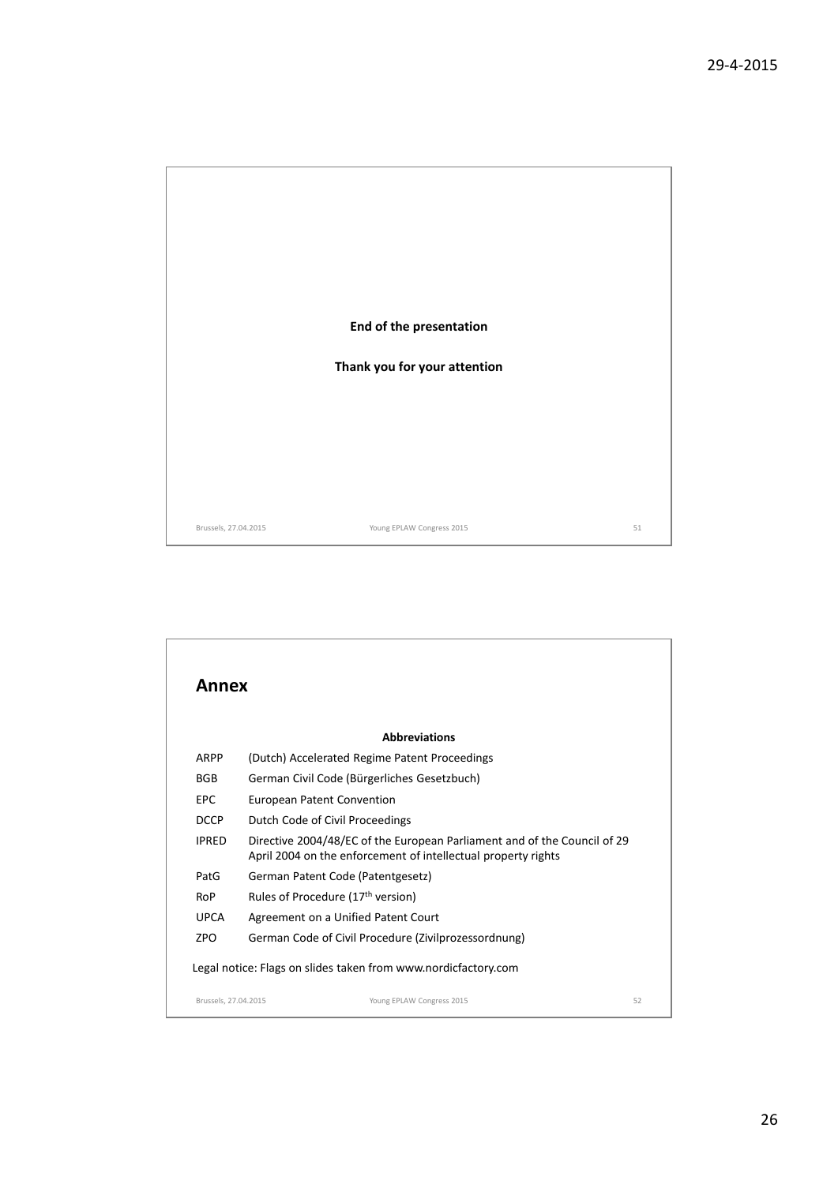**End of the presentation**

**Thank you for your attention**

## Annex

**Abbreviations**

| | |
|---|---|
| ARPP | (Dutch) Accelerated Regime Patent Proceedings |
| BGB | German Civil Code (Bürgerliches Gesetzbuch) |
| EPC | European Patent Convention |
| DCCP | Dutch Code of Civil Proceedings |
| IPRED | Directive 2004/48/EC of the European Parliament and of the Council of 29 April 2004 on the enforcement of intellectual property rights |
| PatG | German Patent Code (Patentgesetz) |
| RoP | Rules of Procedure (17th version) |
| UPCA | Agreement on a Unified Patent Court |
| ZPO | German Code of Civil Procedure (Zivilprozessordnung) |

Legal notice: Flags on slides taken from www.nordicfactory.com